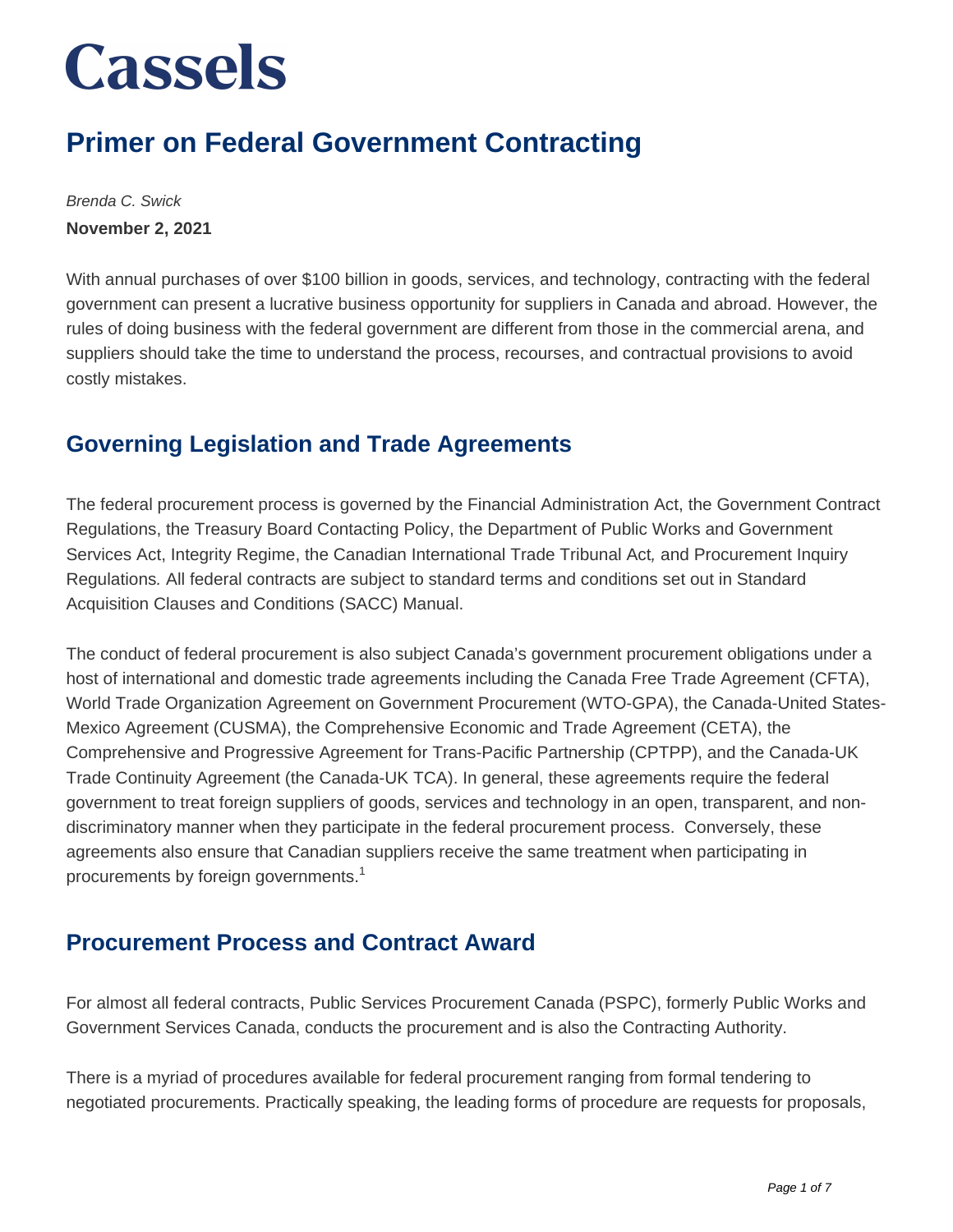# Cassels

## Primer on Federal Government Contracting

*Brenda C. Swick*

**November 2, 2021**

With annual purchases of over $100 billion in goods, services, and technology, contracting with the federal government can present a lucrative business opportunity for suppliers in Canada and abroad. However, the rules of doing business with the federal government are different from those in the commercial arena, and suppliers should take the time to understand the process, recourses, and contractual provisions to avoid costly mistakes.

## Governing Legislation and Trade Agreements

The federal procurement process is governed by the Financial Administration Act, the Government Contract Regulations, the Treasury Board Contacting Policy, the Department of Public Works and Government Services Act, Integrity Regime, the Canadian International Trade Tribunal Act*,* and Procurement Inquiry Regulations*.* All federal contracts are subject to standard terms and conditions set out in Standard Acquisition Clauses and Conditions (SACC) Manual.

The conduct of federal procurement is also subject Canada's government procurement obligations under a host of international and domestic trade agreements including the Canada Free Trade Agreement (CFTA), World Trade Organization Agreement on Government Procurement (WTO-GPA), the Canada-United States-Mexico Agreement (CUSMA), the Comprehensive Economic and Trade Agreement (CETA), the Comprehensive and Progressive Agreement for Trans-Pacific Partnership (CPTPP), and the Canada-UK Trade Continuity Agreement (the Canada-UK TCA). In general, these agreements require the federal government to treat foreign suppliers of goods, services and technology in an open, transparent, and non-discriminatory manner when they participate in the federal procurement process. Conversely, these agreements also ensure that Canadian suppliers receive the same treatment when participating in procurements by foreign governments.[1]

## Procurement Process and Contract Award

For almost all federal contracts, Public Services Procurement Canada (PSPC), formerly Public Works and Government Services Canada, conducts the procurement and is also the Contracting Authority.

There is a myriad of procedures available for federal procurement ranging from formal tendering to negotiated procurements. Practically speaking, the leading forms of procedure are requests for proposals,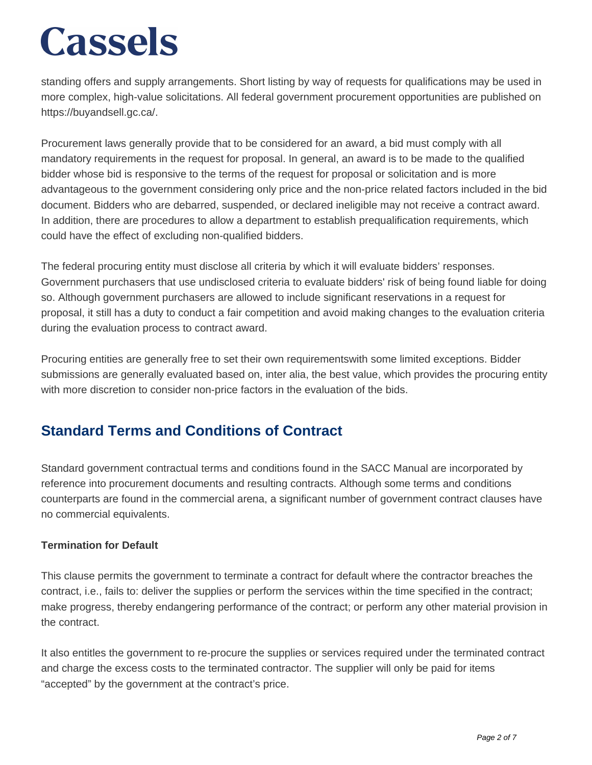standing offers and supply arrangements. Short listing by way of requests for qualifications may be used in more complex, high-value solicitations. All federal government procurement opportunities are published on https://buyandsell.gc.ca/.

Procurement laws generally provide that to be considered for an award, a bid must comply with all mandatory requirements in the request for proposal. In general, an award is to be made to the qualified bidder whose bid is responsive to the terms of the request for proposal or solicitation and is more advantageous to the government considering only price and the non-price related factors included in the bid document. Bidders who are debarred, suspended, or declared ineligible may not receive a contract award. In addition, there are procedures to allow a department to establish prequalification requirements, which could have the effect of excluding non-qualified bidders.

The federal procuring entity must disclose all criteria by which it will evaluate bidders' responses. Government purchasers that use undisclosed criteria to evaluate bidders' risk of being found liable for doing so. Although government purchasers are allowed to include significant reservations in a request for proposal, it still has a duty to conduct a fair competition and avoid making changes to the evaluation criteria during the evaluation process to contract award.

Procuring entities are generally free to set their own requirementswith some limited exceptions. Bidder submissions are generally evaluated based on, inter alia, the best value, which provides the procuring entity with more discretion to consider non-price factors in the evaluation of the bids.

## Standard Terms and Conditions of Contract

Standard government contractual terms and conditions found in the SACC Manual are incorporated by reference into procurement documents and resulting contracts. Although some terms and conditions counterparts are found in the commercial arena, a significant number of government contract clauses have no commercial equivalents.

**Termination for Default**

This clause permits the government to terminate a contract for default where the contractor breaches the contract, i.e., fails to: deliver the supplies or perform the services within the time specified in the contract; make progress, thereby endangering performance of the contract; or perform any other material provision in the contract.

It also entitles the government to re-procure the supplies or services required under the terminated contract and charge the excess costs to the terminated contractor. The supplier will only be paid for items "accepted" by the government at the contract's price.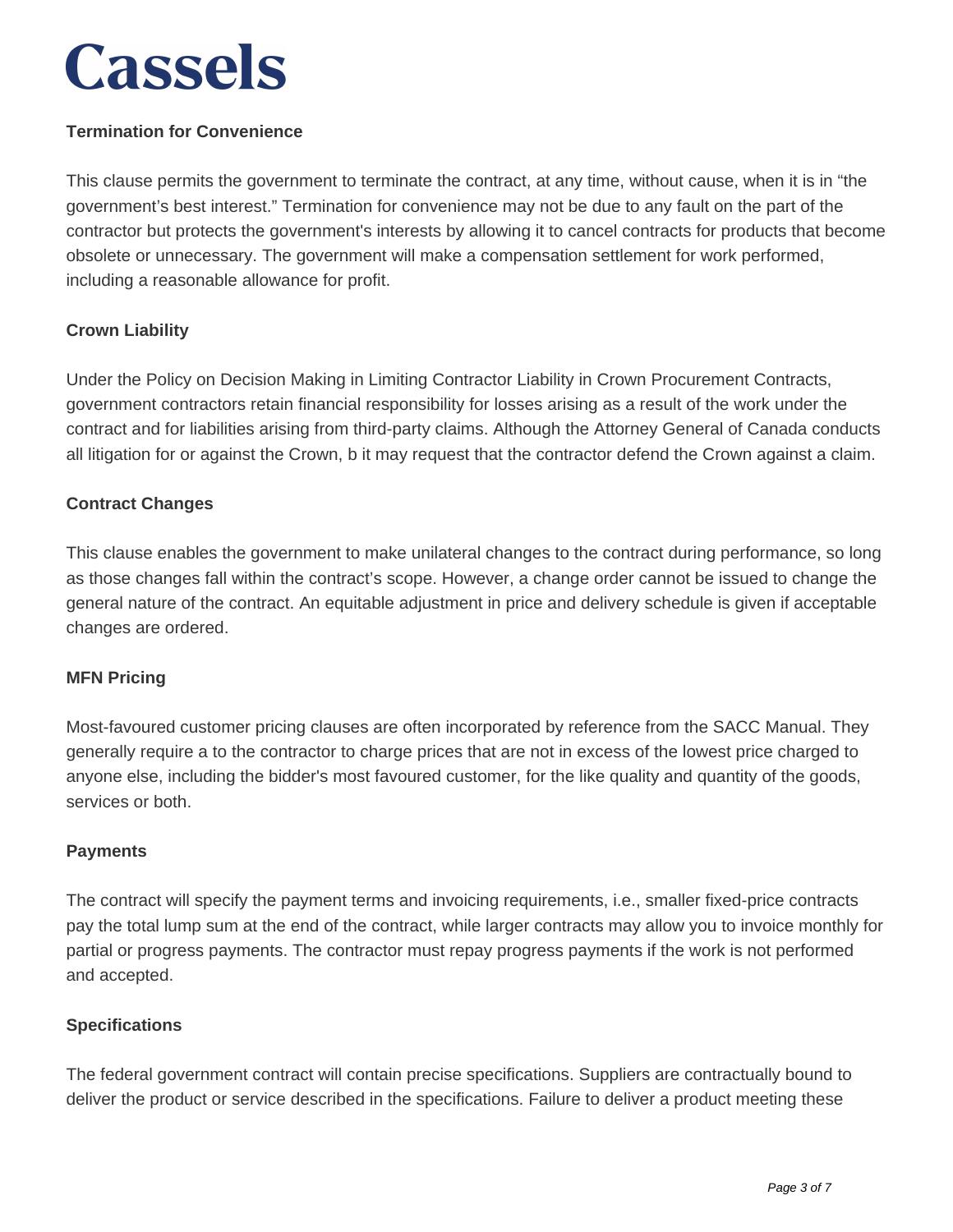**Termination for Convenience**

This clause permits the government to terminate the contract, at any time, without cause, when it is in "the government's best interest." Termination for convenience may not be due to any fault on the part of the contractor but protects the government's interests by allowing it to cancel contracts for products that become obsolete or unnecessary. The government will make a compensation settlement for work performed, including a reasonable allowance for profit.

**Crown Liability**

Under the Policy on Decision Making in Limiting Contractor Liability in Crown Procurement Contracts, government contractors retain financial responsibility for losses arising as a result of the work under the contract and for liabilities arising from third-party claims. Although the Attorney General of Canada conducts all litigation for or against the Crown, b it may request that the contractor defend the Crown against a claim.

**Contract Changes**

This clause enables the government to make unilateral changes to the contract during performance, so long as those changes fall within the contract's scope. However, a change order cannot be issued to change the general nature of the contract. An equitable adjustment in price and delivery schedule is given if acceptable changes are ordered.

**MFN Pricing**

Most-favoured customer pricing clauses are often incorporated by reference from the SACC Manual. They generally require a to the contractor to charge prices that are not in excess of the lowest price charged to anyone else, including the bidder's most favoured customer, for the like quality and quantity of the goods, services or both.

**Payments**

The contract will specify the payment terms and invoicing requirements, i.e., smaller fixed-price contracts pay the total lump sum at the end of the contract, while larger contracts may allow you to invoice monthly for partial or progress payments. The contractor must repay progress payments if the work is not performed and accepted.

**Specifications**

The federal government contract will contain precise specifications. Suppliers are contractually bound to deliver the product or service described in the specifications. Failure to deliver a product meeting these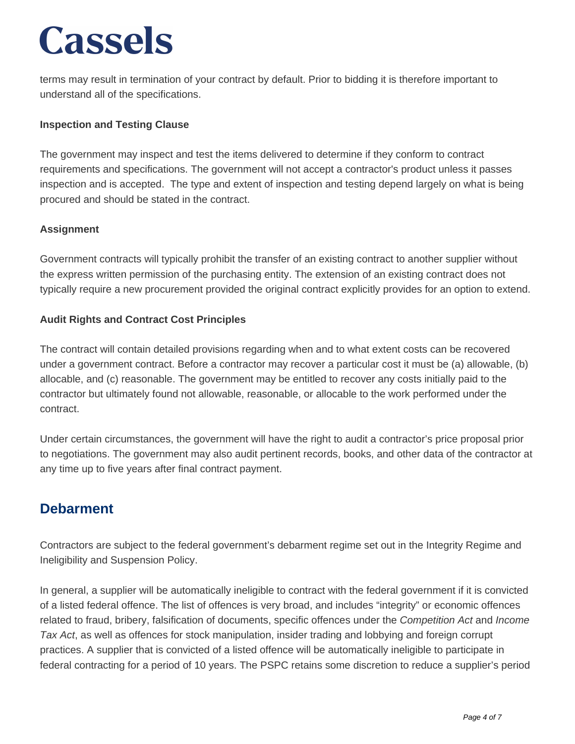terms may result in termination of your contract by default. Prior to bidding it is therefore important to understand all of the specifications.

**Inspection and Testing Clause**

The government may inspect and test the items delivered to determine if they conform to contract requirements and specifications. The government will not accept a contractor's product unless it passes inspection and is accepted. The type and extent of inspection and testing depend largely on what is being procured and should be stated in the contract.

**Assignment**

Government contracts will typically prohibit the transfer of an existing contract to another supplier without the express written permission of the purchasing entity. The extension of an existing contract does not typically require a new procurement provided the original contract explicitly provides for an option to extend.

**Audit Rights and Contract Cost Principles**

The contract will contain detailed provisions regarding when and to what extent costs can be recovered under a government contract. Before a contractor may recover a particular cost it must be (a) allowable, (b) allocable, and (c) reasonable. The government may be entitled to recover any costs initially paid to the contractor but ultimately found not allowable, reasonable, or allocable to the work performed under the contract.

Under certain circumstances, the government will have the right to audit a contractor's price proposal prior to negotiations. The government may also audit pertinent records, books, and other data of the contractor at any time up to five years after final contract payment.

## Debarment

Contractors are subject to the federal government's debarment regime set out in the Integrity Regime and Ineligibility and Suspension Policy.

In general, a supplier will be automatically ineligible to contract with the federal government if it is convicted of a listed federal offence. The list of offences is very broad, and includes "integrity" or economic offences related to fraud, bribery, falsification of documents, specific offences under the *Competition Act* and *Income Tax Act*, as well as offences for stock manipulation, insider trading and lobbying and foreign corrupt practices. A supplier that is convicted of a listed offence will be automatically ineligible to participate in federal contracting for a period of 10 years. The PSPC retains some discretion to reduce a supplier's period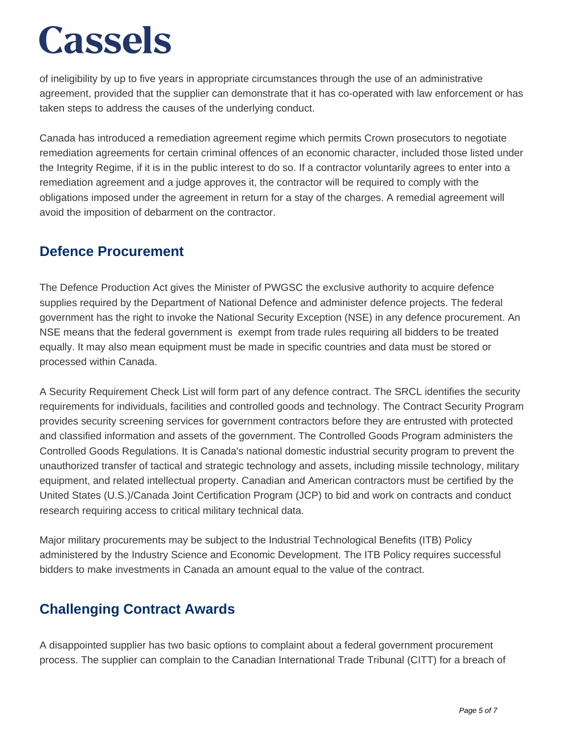of ineligibility by up to five years in appropriate circumstances through the use of an administrative agreement, provided that the supplier can demonstrate that it has co-operated with law enforcement or has taken steps to address the causes of the underlying conduct.

Canada has introduced a remediation agreement regime which permits Crown prosecutors to negotiate remediation agreements for certain criminal offences of an economic character, included those listed under the Integrity Regime, if it is in the public interest to do so. If a contractor voluntarily agrees to enter into a remediation agreement and a judge approves it, the contractor will be required to comply with the obligations imposed under the agreement in return for a stay of the charges. A remedial agreement will avoid the imposition of debarment on the contractor.

## Defence Procurement

The Defence Production Act gives the Minister of PWGSC the exclusive authority to acquire defence supplies required by the Department of National Defence and administer defence projects. The federal government has the right to invoke the National Security Exception (NSE) in any defence procurement. An NSE means that the federal government is exempt from trade rules requiring all bidders to be treated equally. It may also mean equipment must be made in specific countries and data must be stored or processed within Canada.

A Security Requirement Check List will form part of any defence contract. The SRCL identifies the security requirements for individuals, facilities and controlled goods and technology. The Contract Security Program provides security screening services for government contractors before they are entrusted with protected and classified information and assets of the government. The Controlled Goods Program administers the Controlled Goods Regulations. It is Canada's national domestic industrial security program to prevent the unauthorized transfer of tactical and strategic technology and assets, including missile technology, military equipment, and related intellectual property. Canadian and American contractors must be certified by the United States (U.S.)/Canada Joint Certification Program (JCP) to bid and work on contracts and conduct research requiring access to critical military technical data.

Major military procurements may be subject to the Industrial Technological Benefits (ITB) Policy administered by the Industry Science and Economic Development. The ITB Policy requires successful bidders to make investments in Canada an amount equal to the value of the contract.

## Challenging Contract Awards

A disappointed supplier has two basic options to complaint about a federal government procurement process. The supplier can complain to the Canadian International Trade Tribunal (CITT) for a breach of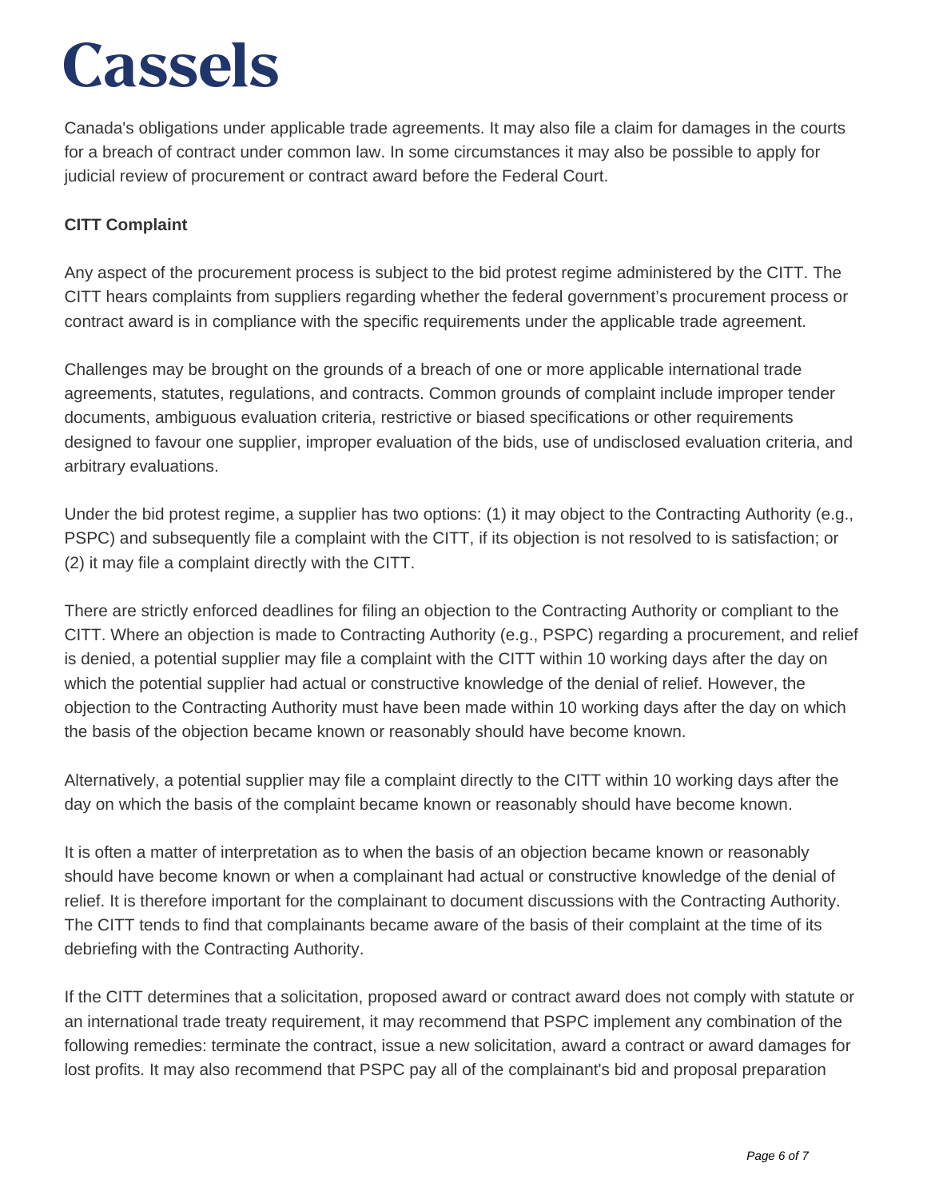Canada's obligations under applicable trade agreements. It may also file a claim for damages in the courts for a breach of contract under common law. In some circumstances it may also be possible to apply for judicial review of procurement or contract award before the Federal Court.

**CITT Complaint**

Any aspect of the procurement process is subject to the bid protest regime administered by the CITT. The CITT hears complaints from suppliers regarding whether the federal government's procurement process or contract award is in compliance with the specific requirements under the applicable trade agreement.

Challenges may be brought on the grounds of a breach of one or more applicable international trade agreements, statutes, regulations, and contracts. Common grounds of complaint include improper tender documents, ambiguous evaluation criteria, restrictive or biased specifications or other requirements designed to favour one supplier, improper evaluation of the bids, use of undisclosed evaluation criteria, and arbitrary evaluations.

Under the bid protest regime, a supplier has two options: (1) it may object to the Contracting Authority (e.g., PSPC) and subsequently file a complaint with the CITT, if its objection is not resolved to is satisfaction; or (2) it may file a complaint directly with the CITT.

There are strictly enforced deadlines for filing an objection to the Contracting Authority or compliant to the CITT. Where an objection is made to Contracting Authority (e.g., PSPC) regarding a procurement, and relief is denied, a potential supplier may file a complaint with the CITT within 10 working days after the day on which the potential supplier had actual or constructive knowledge of the denial of relief. However, the objection to the Contracting Authority must have been made within 10 working days after the day on which the basis of the objection became known or reasonably should have become known.

Alternatively, a potential supplier may file a complaint directly to the CITT within 10 working days after the day on which the basis of the complaint became known or reasonably should have become known.

It is often a matter of interpretation as to when the basis of an objection became known or reasonably should have become known or when a complainant had actual or constructive knowledge of the denial of relief. It is therefore important for the complainant to document discussions with the Contracting Authority. The CITT tends to find that complainants became aware of the basis of their complaint at the time of its debriefing with the Contracting Authority.

If the CITT determines that a solicitation, proposed award or contract award does not comply with statute or an international trade treaty requirement, it may recommend that PSPC implement any combination of the following remedies: terminate the contract, issue a new solicitation, award a contract or award damages for lost profits. It may also recommend that PSPC pay all of the complainant's bid and proposal preparation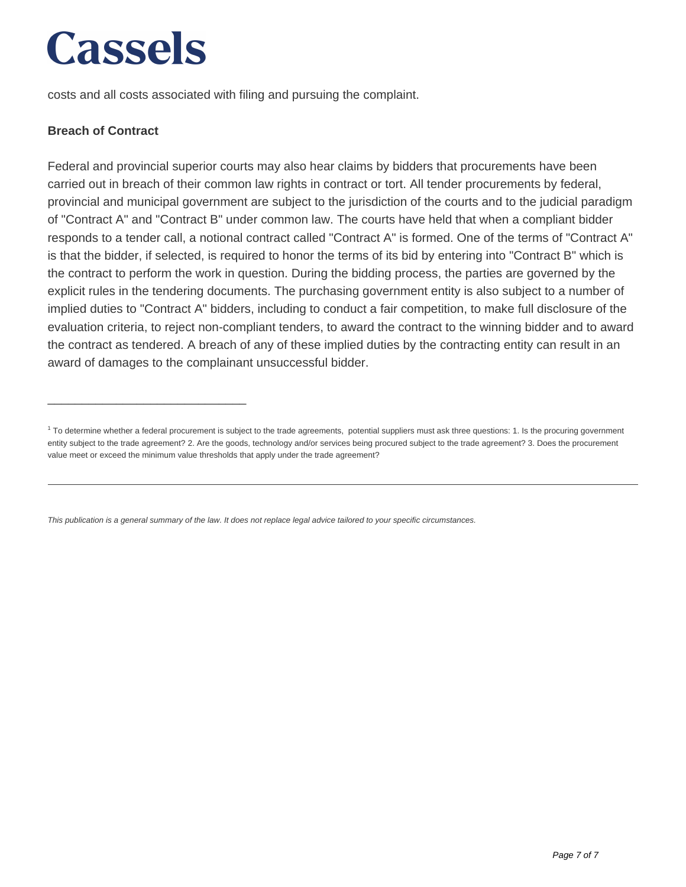costs and all costs associated with filing and pursuing the complaint.

**Breach of Contract**

Federal and provincial superior courts may also hear claims by bidders that procurements have been carried out in breach of their common law rights in contract or tort. All tender procurements by federal, provincial and municipal government are subject to the jurisdiction of the courts and to the judicial paradigm of "Contract A" and "Contract B" under common law. The courts have held that when a compliant bidder responds to a tender call, a notional contract called "Contract A" is formed. One of the terms of "Contract A" is that the bidder, if selected, is required to honor the terms of its bid by entering into "Contract B" which is the contract to perform the work in question. During the bidding process, the parties are governed by the explicit rules in the tendering documents. The purchasing government entity is also subject to a number of implied duties to "Contract A" bidders, including to conduct a fair competition, to make full disclosure of the evaluation criteria, to reject non-compliant tenders, to award the contract to the winning bidder and to award the contract as tendered. A breach of any of these implied duties by the contracting entity can result in an award of damages to the complainant unsuccessful bidder.

---

[1] To determine whether a federal procurement is subject to the trade agreements, potential suppliers must ask three questions: 1. Is the procuring government entity subject to the trade agreement? 2. Are the goods, technology and/or services being procured subject to the trade agreement? 3. Does the procurement value meet or exceed the minimum value thresholds that apply under the trade agreement?

---

*This publication is a general summary of the law. It does not replace legal advice tailored to your specific circumstances.*